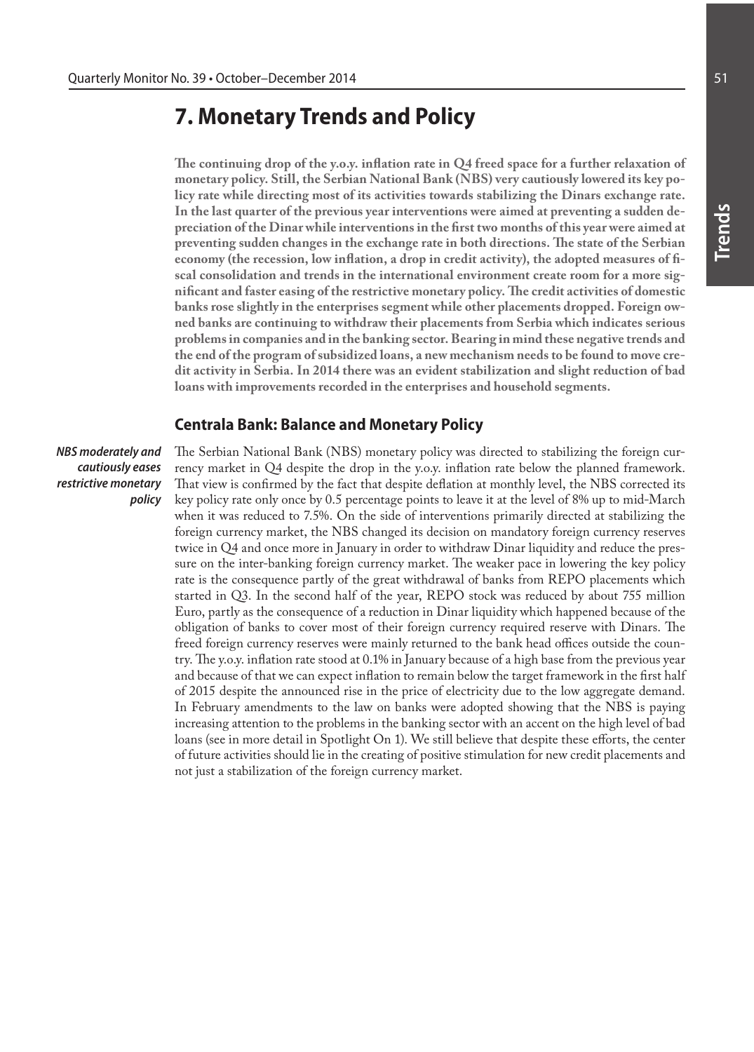# 7. Monetary Trends and Policy

**The continuing drop of the y.o.y. inflation rate in Q4 freed space for a further relaxation of monetary policy. Still, the Serbian National Bank (NBS) very cautiously lowered its key policy rate while directing most of its activities towards stabilizing the Dinars exchange rate. In the last quarter of the previous year interventions were aimed at preventing a sudden depreciation of the Dinar while interventions in the first two months of this year were aimed at preventing sudden changes in the exchange rate in both directions. The state of the Serbian economy (the recession, low inflation, a drop in credit activity), the adopted measures of fiscal consolidation and trends in the international environment create room for a more significant and faster easing of the restrictive monetary policy. The credit activities of domestic banks rose slightly in the enterprises segment while other placements dropped. Foreign owned banks are continuing to withdraw their placements from Serbia which indicates serious problems in companies and in the banking sector. Bearing in mind these negative trends and the end of the program of subsidized loans, a new mechanism needs to be found to move credit activity in Serbia. In 2014 there was an evident stabilization and slight reduction of bad loans with improvements recorded in the enterprises and household segments.**

## Centrala Bank: Balance and Monetary Policy

***NBS moderately and cautiously eases restrictive monetary policy***

The Serbian National Bank (NBS) monetary policy was directed to stabilizing the foreign currency market in Q4 despite the drop in the y.o.y. inflation rate below the planned framework. That view is confirmed by the fact that despite deflation at monthly level, the NBS corrected its key policy rate only once by 0.5 percentage points to leave it at the level of 8% up to mid-March when it was reduced to 7.5%. On the side of interventions primarily directed at stabilizing the foreign currency market, the NBS changed its decision on mandatory foreign currency reserves twice in Q4 and once more in January in order to withdraw Dinar liquidity and reduce the pressure on the inter-banking foreign currency market. The weaker pace in lowering the key policy rate is the consequence partly of the great withdrawal of banks from REPO placements which started in Q3. In the second half of the year, REPO stock was reduced by about 755 million Euro, partly as the consequence of a reduction in Dinar liquidity which happened because of the obligation of banks to cover most of their foreign currency required reserve with Dinars. The freed foreign currency reserves were mainly returned to the bank head offices outside the country. The y.o.y. inflation rate stood at 0.1% in January because of a high base from the previous year and because of that we can expect inflation to remain below the target framework in the first half of 2015 despite the announced rise in the price of electricity due to the low aggregate demand. In February amendments to the law on banks were adopted showing that the NBS is paying increasing attention to the problems in the banking sector with an accent on the high level of bad loans (see in more detail in Spotlight On 1). We still believe that despite these efforts, the center of future activities should lie in the creating of positive stimulation for new credit placements and not just a stabilization of the foreign currency market.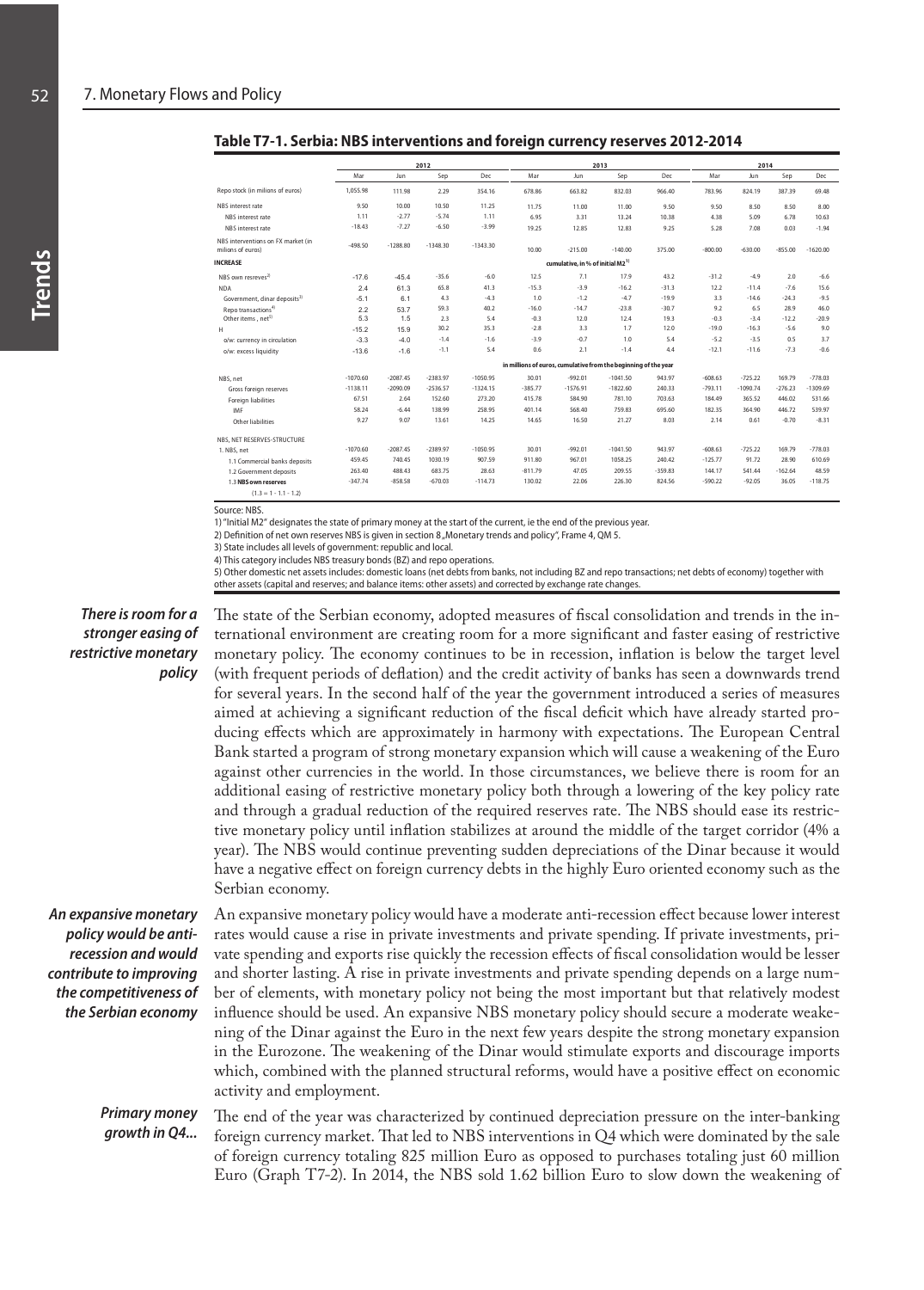## Table T7-1. Serbia: NBS interventions and foreign currency reserves 2012-2014

| | 2012 | | | | 2013 | | | | 2014 | | | |
|---|---|---|---|---|---|---|---|---|---|---|---|---|
| | Mar | Jun | Sep | Dec | Mar | Jun | Sep | Dec | Mar | Jun | Sep | Dec |
| Repo stock (in milions of euros) | 1,055.98 | 111.98 | 2.29 | 354.16 | 678.86 | 663.82 | 832.03 | 966.40 | 783.96 | 824.19 | 387.39 | 69.48 |
| NBS interest rate | 9.50 | 10.00 | 10.50 | 11.25 | 11.75 | 11.00 | 11.00 | 9.50 | 9.50 | 8.50 | 8.50 | 8.00 |
| NBS interest rate | 1.11 | -2.77 | -5.74 | 1.11 | 6.95 | 3.31 | 13.24 | 10.38 | 4.38 | 5.09 | 6.78 | 10.63 |
| NBS interest rate | -18.43 | -7.27 | -6.50 | -3.99 | 19.25 | 12.85 | 12.83 | 9.25 | 5.28 | 7.08 | 0.03 | -1.94 |
| NBS interventions on FX market (in milions of euros) | -498.50 | -1288.80 | -1348.30 | -1343.30 | 10.00 | -215.00 | -140.00 | 375.00 | -800.00 | -630.00 | -855.00 | -1620.00 |
| **INCREASE** | cumulative, in % of initial M2[1] | | | | | | | | | | | |
| NBS own resreves[2] | -17.6 | -45.4 | -35.6 | -6.0 | 12.5 | 7.1 | 17.9 | 43.2 | -31.2 | -4.9 | 2.0 | -6.6 |
| NDA | 2.4 | 61.3 | 65.8 | 41.3 | -15.3 | -3.9 | -16.2 | -31.3 | 12.2 | -11.4 | -7.6 | 15.6 |
| Government, dinar deposits[3] | -5.1 | 6.1 | 4.3 | -4.3 | 1.0 | -1.2 | -4.7 | -19.9 | 3.3 | -14.6 | -24.3 | -9.5 |
| Repo transactions[4] | 2.2 | 53.7 | 59.3 | 40.2 | -16.0 | -14.7 | -23.8 | -30.7 | 9.2 | 6.5 | 28.9 | 46.0 |
| Other items , net[5] | 5.3 | 1.5 | 2.3 | 5.4 | -0.3 | 12.0 | 12.4 | 19.3 | -0.3 | -3.4 | -12.2 | -20.9 |
| H | -15.2 | 15.9 | 30.2 | 35.3 | -2.8 | 3.3 | 1.7 | 12.0 | -19.0 | -16.3 | -5.6 | 9.0 |
| o/w: currency in circulation | -3.3 | -4.0 | -1.4 | -1.6 | -3.9 | -0.7 | 1.0 | 5.4 | -5.2 | -3.5 | 0.5 | 3.7 |
| o/w: excess liquidity | -13.6 | -1.6 | -1.1 | 5.4 | 0.6 | 2.1 | -1.4 | 4.4 | -12.1 | -11.6 | -7.3 | -0.6 |
| | in millions of euros, cumulative from the beginning of the year | | | | | | | | | | | |
| NBS, net | -1070.60 | -2087.45 | -2383.97 | -1050.95 | 30.01 | -992.01 | -1041.50 | 943.97 | -608.63 | -725.22 | 169.79 | -778.03 |
| Gross foreign reserves | -1138.11 | -2090.09 | -2536.57 | -1324.15 | -385.77 | -1576.91 | -1822.60 | 240.33 | -793.11 | -1090.74 | -276.23 | -1309.69 |
| Foreign liabilities | 67.51 | 2.64 | 152.60 | 273.20 | 415.78 | 584.90 | 781.10 | 703.63 | 184.49 | 365.52 | 446.02 | 531.66 |
| IMF | 58.24 | -6.44 | 138.99 | 258.95 | 401.14 | 568.40 | 759.83 | 695.60 | 182.35 | 364.90 | 446.72 | 539.97 |
| Other liabilities | 9.27 | 9.07 | 13.61 | 14.25 | 14.65 | 16.50 | 21.27 | 8.03 | 2.14 | 0.61 | -0.70 | -8.31 |
| NBS, NET RESERVES-STRUCTURE | | | | | | | | | | | | |
| 1. NBS, net | -1070.60 | -2087.45 | -2389.97 | -1050.95 | 30.01 | -992.01 | -1041.50 | 943.97 | -608.63 | -725.22 | 169.79 | -778.03 |
| 1.1 Commercial banks deposits | 459.45 | 740.45 | 1030.19 | 907.59 | 911.80 | 967.01 | 1058.25 | 240.42 | -125.77 | 91.72 | 28.90 | 610.69 |
| 1.2 Government deposits | 263.40 | 488.43 | 683.75 | 28.63 | -811.79 | 47.05 | 209.55 | -359.83 | 144.17 | 541.44 | -162.64 | 48.59 |
| **1.3 NBS own reserves** (1.3 = 1 - 1.1 - 1.2) | -347.74 | -858.58 | -670.03 | -114.73 | 130.02 | 22.06 | 226.30 | 824.56 | -590.22 | -92.05 | 36.05 | -118.75 |

Source: NBS.

1) "Initial M2" designates the state of primary money at the start of the current, ie the end of the previous year.

2) Definition of net own reserves NBS is given in section 8 „Monetary trends and policy", Frame 4, QM 5.

3) State includes all levels of government: republic and local.

4) This category includes NBS treasury bonds (BZ) and repo operations.

5) Other domestic net assets includes: domestic loans (net debts from banks, not including BZ and repo transactions; net debts of economy) together with other assets (capital and reserves; and balance items: other assets) and corrected by exchange rate changes.

*There is room for a stronger easing of restrictive monetary policy*

The state of the Serbian economy, adopted measures of fiscal consolidation and trends in the international environment are creating room for a more significant and faster easing of restrictive monetary policy. The economy continues to be in recession, inflation is below the target level (with frequent periods of deflation) and the credit activity of banks has seen a downwards trend for several years. In the second half of the year the government introduced a series of measures aimed at achieving a significant reduction of the fiscal deficit which have already started producing effects which are approximately in harmony with expectations. The European Central Bank started a program of strong monetary expansion which will cause a weakening of the Euro against other currencies in the world. In those circumstances, we believe there is room for an additional easing of restrictive monetary policy both through a lowering of the key policy rate and through a gradual reduction of the required reserves rate. The NBS should ease its restrictive monetary policy until inflation stabilizes at around the middle of the target corridor (4% a year). The NBS would continue preventing sudden depreciations of the Dinar because it would have a negative effect on foreign currency debts in the highly Euro oriented economy such as the Serbian economy.

*An expansive monetary policy would be anti-recession and would contribute to improving the competitiveness of the Serbian economy*

An expansive monetary policy would have a moderate anti-recession effect because lower interest rates would cause a rise in private investments and private spending. If private investments, private spending and exports rise quickly the recession effects of fiscal consolidation would be lesser and shorter lasting. A rise in private investments and private spending depends on a large number of elements, with monetary policy not being the most important but that relatively modest influence should be used. An expansive NBS monetary policy should secure a moderate weakening of the Dinar against the Euro in the next few years despite the strong monetary expansion in the Eurozone. The weakening of the Dinar would stimulate exports and discourage imports which, combined with the planned structural reforms, would have a positive effect on economic activity and employment.

*Primary money growth in Q4...*

The end of the year was characterized by continued depreciation pressure on the inter-banking foreign currency market. That led to NBS interventions in Q4 which were dominated by the sale of foreign currency totaling 825 million Euro as opposed to purchases totaling just 60 million Euro (Graph T7-2). In 2014, the NBS sold 1.62 billion Euro to slow down the weakening of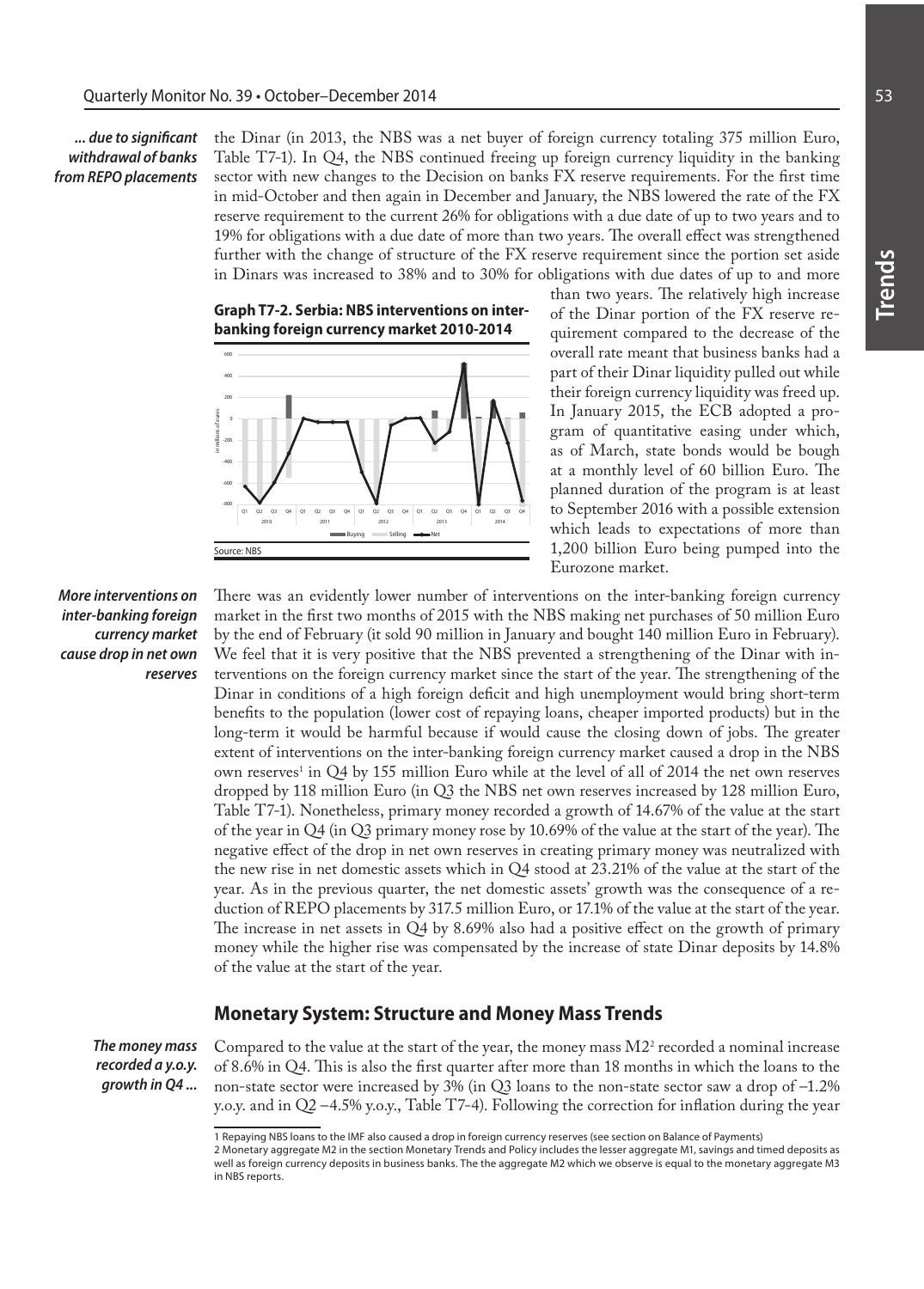*... due to significant withdrawal of banks from REPO placements*

the Dinar (in 2013, the NBS was a net buyer of foreign currency totaling 375 million Euro, Table T7-1). In Q4, the NBS continued freeing up foreign currency liquidity in the banking sector with new changes to the Decision on banks FX reserve requirements. For the first time in mid-October and then again in December and January, the NBS lowered the rate of the FX reserve requirement to the current 26% for obligations with a due date of up to two years and to 19% for obligations with a due date of more than two years. The overall effect was strengthened further with the change of structure of the FX reserve requirement since the portion set aside in Dinars was increased to 38% and to 30% for obligations with due dates of up to and more than two years. The relatively high increase of the Dinar portion of the FX reserve requirement compared to the decrease of the overall rate meant that business banks had a part of their Dinar liquidity pulled out while their foreign currency liquidity was freed up. In January 2015, the ECB adopted a program of quantitative easing under which, as of March, state bonds would be bough at a monthly level of 60 billion Euro. The planned duration of the program is at least to September 2016 with a possible extension which leads to expectations of more than 1,200 billion Euro being pumped into the Eurozone market.

**Graph T7-2. Serbia: NBS interventions on inter-banking foreign currency market 2010-2014**

Source: NBS

*More interventions on inter-banking foreign currency market cause drop in net own reserves*

There was an evidently lower number of interventions on the inter-banking foreign currency market in the first two months of 2015 with the NBS making net purchases of 50 million Euro by the end of February (it sold 90 million in January and bought 140 million Euro in February). We feel that it is very positive that the NBS prevented a strengthening of the Dinar with interventions on the foreign currency market since the start of the year. The strengthening of the Dinar in conditions of a high foreign deficit and high unemployment would bring short-term benefits to the population (lower cost of repaying loans, cheaper imported products) but in the long-term it would be harmful because if would cause the closing down of jobs. The greater extent of interventions on the inter-banking foreign currency market caused a drop in the NBS own reserves[1] in Q4 by 155 million Euro while at the level of all of 2014 the net own reserves dropped by 118 million Euro (in Q3 the NBS net own reserves increased by 128 million Euro, Table T7-1). Nonetheless, primary money recorded a growth of 14.67% of the value at the start of the year in Q4 (in Q3 primary money rose by 10.69% of the value at the start of the year). The negative effect of the drop in net own reserves in creating primary money was neutralized with the new rise in net domestic assets which in Q4 stood at 23.21% of the value at the start of the year. As in the previous quarter, the net domestic assets' growth was the consequence of a reduction of REPO placements by 317.5 million Euro, or 17.1% of the value at the start of the year. The increase in net assets in Q4 by 8.69% also had a positive effect on the growth of primary money while the higher rise was compensated by the increase of state Dinar deposits by 14.8% of the value at the start of the year.

## Monetary System: Structure and Money Mass Trends

*The money mass recorded a y.o.y. growth in Q4 ...*

Compared to the value at the start of the year, the money mass M2[2] recorded a nominal increase of 8.6% in Q4. This is also the first quarter after more than 18 months in which the loans to the non-state sector were increased by 3% (in Q3 loans to the non-state sector saw a drop of –1.2% y.o.y. and in Q2 –4.5% y.o.y., Table T7-4). Following the correction for inflation during the year

1 Repaying NBS loans to the IMF also caused a drop in foreign currency reserves (see section on Balance of Payments)

2 Monetary aggregate M2 in the section Monetary Trends and Policy includes the lesser aggregate M1, savings and timed deposits as well as foreign currency deposits in business banks. The the aggregate M2 which we observe is equal to the monetary aggregate M3 in NBS reports.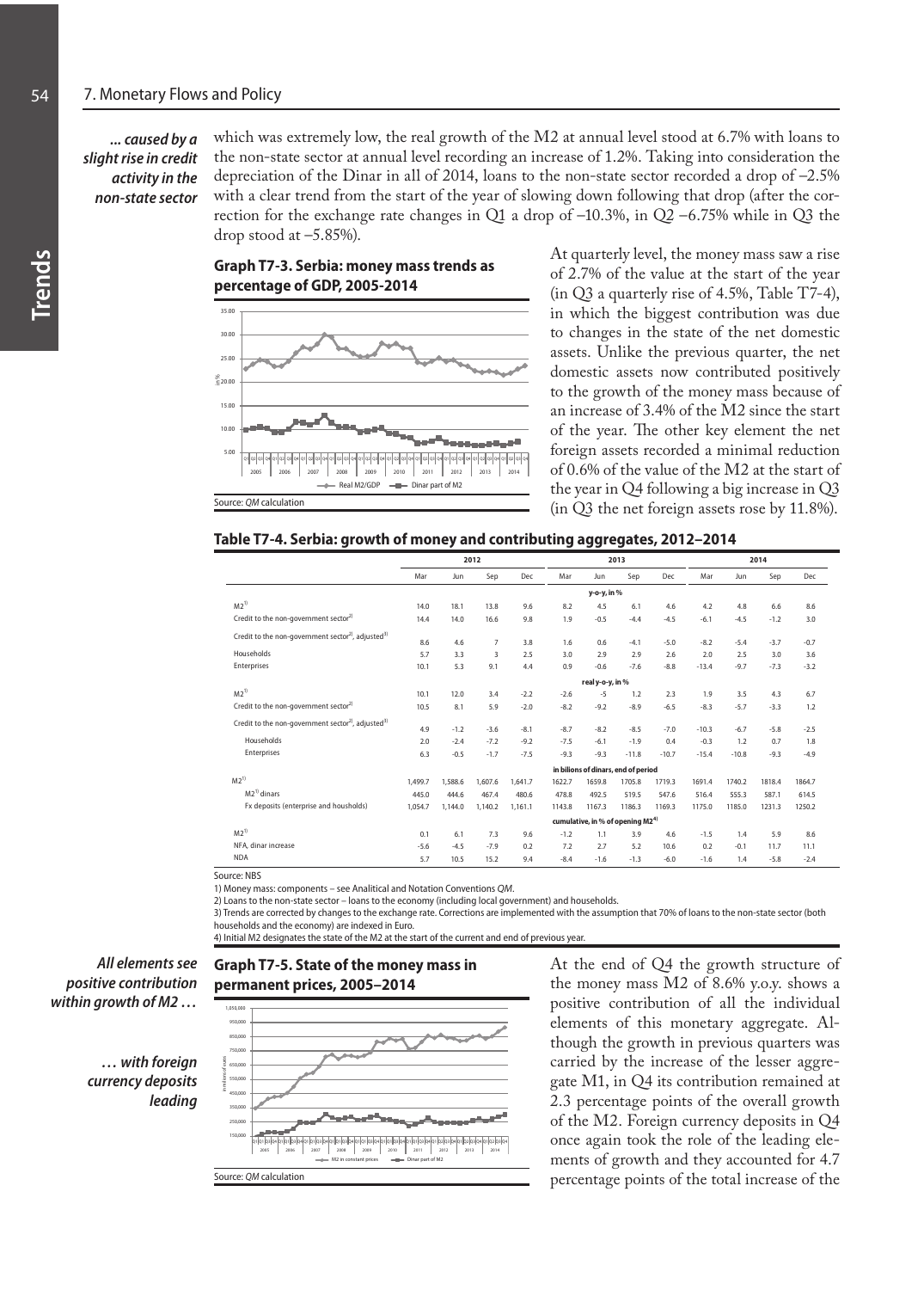*... caused by a slight rise in credit activity in the non-state sector*

which was extremely low, the real growth of the M2 at annual level stood at 6.7% with loans to the non-state sector at annual level recording an increase of 1.2%. Taking into consideration the depreciation of the Dinar in all of 2014, loans to the non-state sector recorded a drop of –2.5% with a clear trend from the start of the year of slowing down following that drop (after the correction for the exchange rate changes in Q1 a drop of –10.3%, in Q2 –6.75% while in Q3 the drop stood at –5.85%).

**Graph T7-3. Serbia: money mass trends as percentage of GDP, 2005-2014**

Source: *QM* calculation

At quarterly level, the money mass saw a rise of 2.7% of the value at the start of the year (in Q3 a quarterly rise of 4.5%, Table T7-4), in which the biggest contribution was due to changes in the state of the net domestic assets. Unlike the previous quarter, the net domestic assets now contributed positively to the growth of the money mass because of an increase of 3.4% of the M2 since the start of the year. The other key element the net foreign assets recorded a minimal reduction of 0.6% of the value of the M2 at the start of the year in Q4 following a big increase in Q3 (in Q3 the net foreign assets rose by 11.8%).

**Table T7-4. Serbia: growth of money and contributing aggregates, 2012–2014**

| | 2012 | | | | 2013 | | | | 2014 | | | |
|---|---|---|---|---|---|---|---|---|---|---|---|---|
| | Mar | Jun | Sep | Dec | Mar | Jun | Sep | Dec | Mar | Jun | Sep | Dec |
| | y-o-y, in % | | | | | | | | | | | |
| M2[1] | 14.0 | 18.1 | 13.8 | 9.6 | 8.2 | 4.5 | 6.1 | 4.6 | 4.2 | 4.8 | 6.6 | 8.6 |
| Credit to the non-government sector[2] | 14.4 | 14.0 | 16.6 | 9.8 | 1.9 | -0.5 | -4.4 | -4.5 | -6.1 | -4.5 | -1.2 | 3.0 |
| Credit to the non-government sector[2], adjusted[3] | 8.6 | 4.6 | 7 | 3.8 | 1.6 | 0.6 | -4.1 | -5.0 | -8.2 | -5.4 | -3.7 | -0.7 |
| Households | 5.7 | 3.3 | 3 | 2.5 | 3.0 | 2.9 | 2.9 | 2.6 | 2.0 | 2.5 | 3.0 | 3.6 |
| Enterprises | 10.1 | 5.3 | 9.1 | 4.4 | 0.9 | -0.6 | -7.6 | -8.8 | -13.4 | -9.7 | -7.3 | -3.2 |
| | real y-o-y, in % | | | | | | | | | | | |
| M2[1] | 10.1 | 12.0 | 3.4 | -2.2 | -2.6 | -5 | 1.2 | 2.3 | 1.9 | 3.5 | 4.3 | 6.7 |
| Credit to the non-government sector[2] | 10.5 | 8.1 | 5.9 | -2.0 | -8.2 | -9.2 | -8.9 | -6.5 | -8.3 | -5.7 | -3.3 | 1.2 |
| Credit to the non-government sector[2], adjusted[3] | 4.9 | -1.2 | -3.6 | -8.1 | -8.7 | -8.2 | -8.5 | -7.0 | -10.3 | -6.7 | -5.8 | -2.5 |
| Households | 2.0 | -2.4 | -7.2 | -9.2 | -7.5 | -6.1 | -1.9 | 0.4 | -0.3 | 1.2 | 0.7 | 1.8 |
| Enterprises | 6.3 | -0.5 | -1.7 | -7.5 | -9.3 | -9.3 | -11.8 | -10.7 | -15.4 | -10.8 | -9.3 | -4.9 |
| | in billions of dinars, end of period | | | | | | | | | | | |
| M2[1] | 1,499.7 | 1,588.6 | 1,607.6 | 1,641.7 | 1622.7 | 1659.8 | 1705.8 | 1719.3 | 1691.4 | 1740.2 | 1818.4 | 1864.7 |
| M2[1] dinars | 445.0 | 444.6 | 467.4 | 480.6 | 478.8 | 492.5 | 519.5 | 547.6 | 516.4 | 555.3 | 587.1 | 614.5 |
| Fx deposits (enterprise and housholds) | 1,054.7 | 1,144.0 | 1,140.2 | 1,161.1 | 1143.8 | 1167.3 | 1186.3 | 1169.3 | 1175.0 | 1185.0 | 1231.3 | 1250.2 |
| | cumulative, in % of opening M2[4] | | | | | | | | | | | |
| M2[1] | 0.1 | 6.1 | 7.3 | 9.6 | -1.2 | 1.1 | 3.9 | 4.6 | -1.5 | 1.4 | 5.9 | 8.6 |
| NFA, dinar increase | -5.6 | -4.5 | -7.9 | 0.2 | 7.2 | 2.7 | 5.2 | 10.6 | 0.2 | -0.1 | 11.7 | 11.1 |
| NDA | 5.7 | 10.5 | 15.2 | 9.4 | -8.4 | -1.6 | -1.3 | -6.0 | -1.6 | 1.4 | -5.8 | -2.4 |

Source: NBS

1) Money mass: components – see Analitical and Notation Conventions *QM*.
2) Loans to the non-state sector – loans to the economy (including local government) and households.
3) Trends are corrected by changes to the exchange rate. Corrections are implemented with the assumption that 70% of loans to the non-state sector (both households and the economy) are indexed in Euro.
4) Initial M2 designates the state of the M2 at the start of the current and end of previous year.

*All elements see positive contribution within growth of M2 …*

*… with foreign currency deposits leading*

**Graph T7-5. State of the money mass in permanent prices, 2005–2014**

Source: *QM* calculation

At the end of Q4 the growth structure of the money mass M2 of 8.6% y.o.y. shows a positive contribution of all the individual elements of this monetary aggregate. Although the growth in previous quarters was carried by the increase of the lesser aggregate M1, in Q4 its contribution remained at 2.3 percentage points of the overall growth of the M2. Foreign currency deposits in Q4 once again took the role of the leading elements of growth and they accounted for 4.7 percentage points of the total increase of the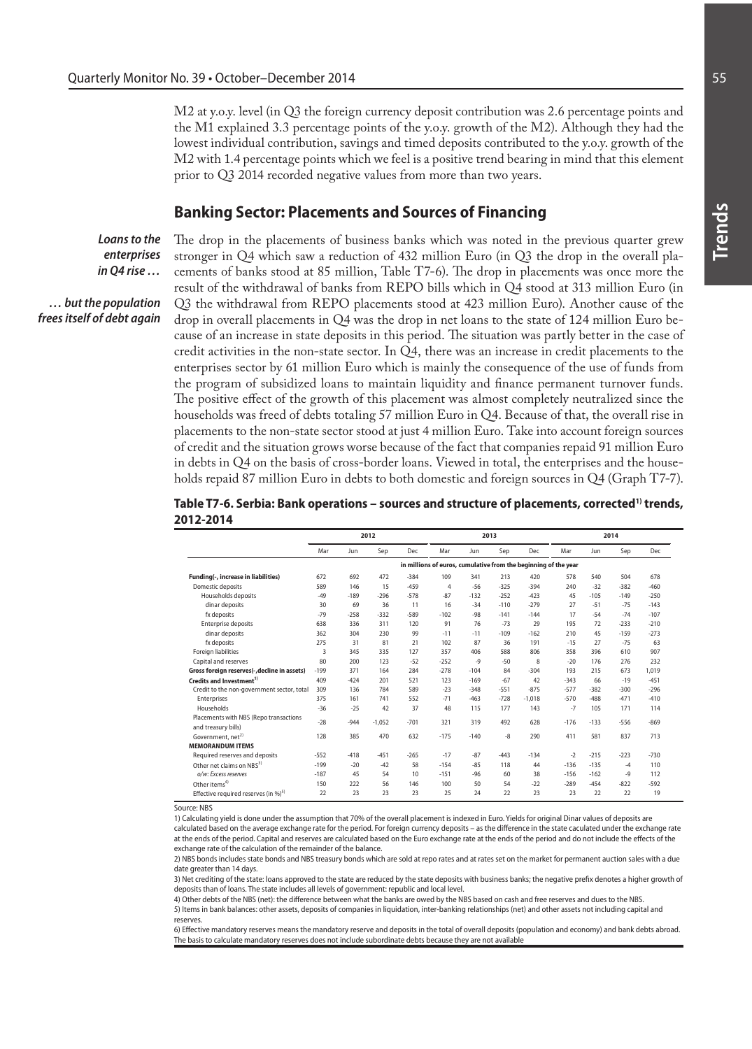M2 at y.o.y. level (in Q3 the foreign currency deposit contribution was 2.6 percentage points and the M1 explained 3.3 percentage points of the y.o.y. growth of the M2). Although they had the lowest individual contribution, savings and timed deposits contributed to the y.o.y. growth of the M2 with 1.4 percentage points which we feel is a positive trend bearing in mind that this element prior to Q3 2014 recorded negative values from more than two years.

## Banking Sector: Placements and Sources of Financing

***Loans to the enterprises in Q4 rise …***

***… but the population frees itself of debt again***

The drop in the placements of business banks which was noted in the previous quarter grew stronger in Q4 which saw a reduction of 432 million Euro (in Q3 the drop in the overall placements of banks stood at 85 million, Table T7-6). The drop in placements was once more the result of the withdrawal of banks from REPO bills which in Q4 stood at 313 million Euro (in Q3 the withdrawal from REPO placements stood at 423 million Euro). Another cause of the drop in overall placements in Q4 was the drop in net loans to the state of 124 million Euro because of an increase in state deposits in this period. The situation was partly better in the case of credit activities in the non-state sector. In Q4, there was an increase in credit placements to the enterprises sector by 61 million Euro which is mainly the consequence of the use of funds from the program of subsidized loans to maintain liquidity and finance permanent turnover funds. The positive effect of the growth of this placement was almost completely neutralized since the households was freed of debts totaling 57 million Euro in Q4. Because of that, the overall rise in placements to the non-state sector stood at just 4 million Euro. Take into account foreign sources of credit and the situation grows worse because of the fact that companies repaid 91 million Euro in debts in Q4 on the basis of cross-border loans. Viewed in total, the enterprises and the households repaid 87 million Euro in debts to both domestic and foreign sources in Q4 (Graph T7-7).

**Table T7-6. Serbia: Bank operations – sources and structure of placements, corrected[1] trends, 2012-2014**

| | 2012 | | | | 2013 | | | | 2014 | | | |
|---|---|---|---|---|---|---|---|---|---|---|---|---|
| | Mar | Jun | Sep | Dec | Mar | Jun | Sep | Dec | Mar | Jun | Sep | Dec |
| | in millions of euros, cumulative from the beginning of the year | | | | | | | | | | | |
| **Funding(-, increase in liabilities)** | 672 | 692 | 472 | -384 | 109 | 341 | 213 | 420 | 578 | 540 | 504 | 678 |
| Domestic deposits | 589 | 146 | 15 | -459 | 4 | -56 | -325 | -394 | 240 | -32 | -382 | -460 |
| Households deposits | -49 | -189 | -296 | -578 | -87 | -132 | -252 | -423 | 45 | -105 | -149 | -250 |
| dinar deposits | 30 | 69 | 36 | 11 | 16 | -34 | -110 | -279 | 27 | -51 | -75 | -143 |
| fx deposits | -79 | -258 | -332 | -589 | -102 | -98 | -141 | -144 | 17 | -54 | -74 | -107 |
| Enterprise deposits | 638 | 336 | 311 | 120 | 91 | 76 | -73 | 29 | 195 | 72 | -233 | -210 |
| dinar deposits | 362 | 304 | 230 | 99 | -11 | -11 | -109 | -162 | 210 | 45 | -159 | -273 |
| fx deposits | 275 | 31 | 81 | 21 | 102 | 87 | 36 | 191 | -15 | 27 | -75 | 63 |
| Foreign liabilities | 3 | 345 | 335 | 127 | 357 | 406 | 588 | 806 | 358 | 396 | 610 | 907 |
| Capital and reserves | 80 | 200 | 123 | -52 | -252 | -9 | -50 | 8 | -20 | 176 | 276 | 232 |
| **Gross foreign reserves(-,decline in assets)** | -199 | 371 | 164 | 284 | -278 | -104 | 84 | -304 | 193 | 215 | 673 | 1,019 |
| **Credits and Investment[1]** | 409 | -424 | 201 | 521 | 123 | -169 | -67 | 42 | -343 | 66 | -19 | -451 |
| Credit to the non-government sector, total | 309 | 136 | 784 | 589 | -23 | -348 | -551 | -875 | -577 | -382 | -300 | -296 |
| Enterprises | 375 | 161 | 741 | 552 | -71 | -463 | -728 | -1,018 | -570 | -488 | -471 | -410 |
| Households | -36 | -25 | 42 | 37 | 48 | 115 | 177 | 143 | -7 | 105 | 171 | 114 |
| Placements with NBS (Repo transactions and treasury bills) | -28 | -944 | -1,052 | -701 | 321 | 319 | 492 | 628 | -176 | -133 | -556 | -869 |
| Government, net[2] | 128 | 385 | 470 | 632 | -175 | -140 | -8 | 290 | 411 | 581 | 837 | 713 |
| **MEMORANDUM ITEMS** | | | | | | | | | | | | |
| Required reserves and deposits | -552 | -418 | -451 | -265 | -17 | -87 | -443 | -134 | -2 | -215 | -223 | -730 |
| Other net claims on NBS[3] | -199 | -20 | -42 | 58 | -154 | -85 | 118 | 44 | -136 | -135 | -4 | 110 |
| *o/w: Excess reserves* | -187 | 45 | 54 | 10 | -151 | -96 | 60 | 38 | -156 | -162 | -9 | 112 |
| Other items[4] | 150 | 222 | 56 | 146 | 100 | 50 | 54 | -22 | -289 | -454 | -822 | -592 |
| Effective required reserves (in %)[5] | 22 | 23 | 23 | 23 | 25 | 24 | 22 | 23 | 23 | 22 | 22 | 19 |

Source: NBS

1) Calculating yield is done under the assumption that 70% of the overall placement is indexed in Euro. Yields for original Dinar values of deposits are calculated based on the average exchange rate for the period. For foreign currency deposits – as the difference in the state caculated under the exchange rate at the ends of the period. Capital and reserves are calculated based on the Euro exchange rate at the ends of the period and do not include the effects of the exchange rate of the calculation of the remainder of the balance.

2) NBS bonds includes state bonds and NBS treasury bonds which are sold at repo rates and at rates set on the market for permanent auction sales with a due date greater than 14 days.

3) Net crediting of the state: loans approved to the state are reduced by the state deposits with business banks; the negative prefix denotes a higher growth of deposits than of loans. The state includes all levels of government: republic and local level.

4) Other debts of the NBS (net): the difference between what the banks are owed by the NBS based on cash and free reserves and dues to the NBS.

5) Items in bank balances: other assets, deposits of companies in liquidation, inter-banking relationships (net) and other assets not including capital and reserves.

6) Effective mandatory reserves means the mandatory reserve and deposits in the total of overall deposits (population and economy) and bank debts abroad. The basis to calculate mandatory reserves does not include subordinate debts because they are not available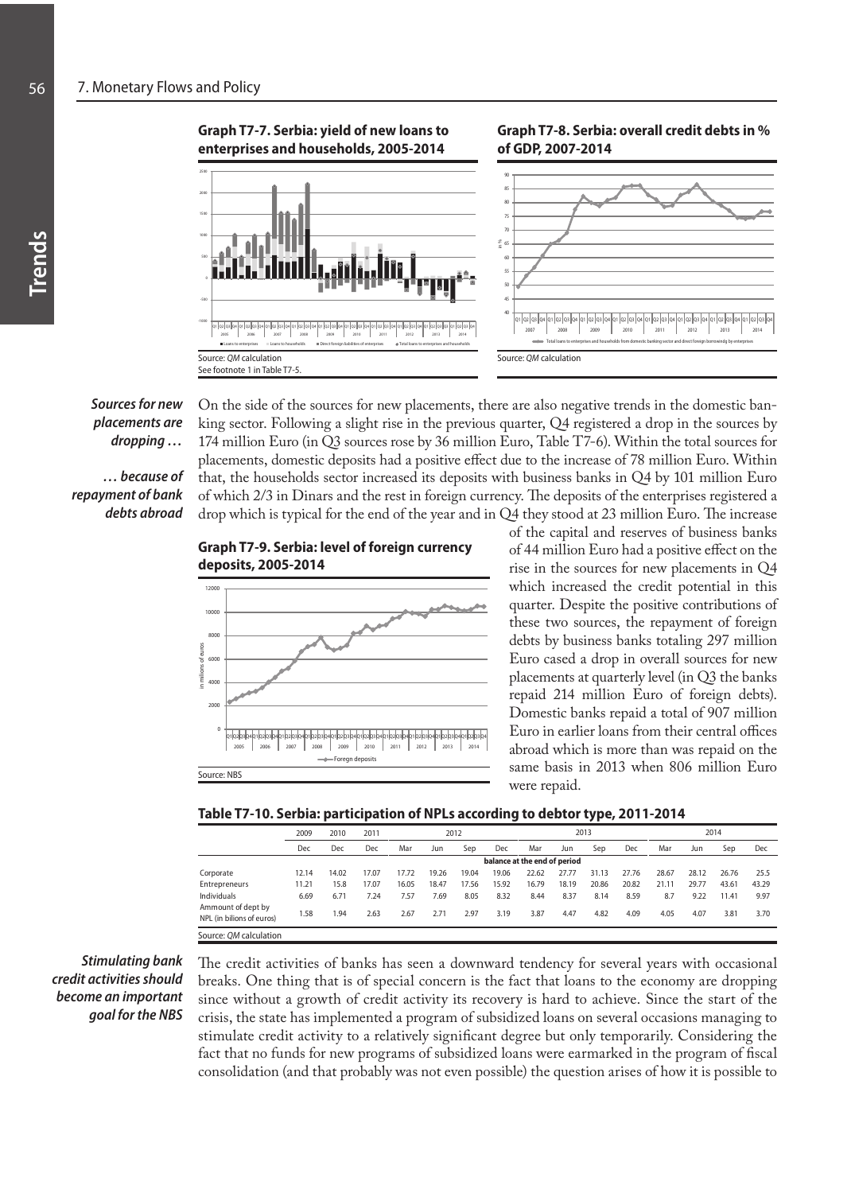**Graph T7-7. Serbia: yield of new loans to enterprises and households, 2005-2014**

Source: *QM* calculation
See footnote 1 in Table T7-5.

**Graph T7-8. Serbia: overall credit debts in % of GDP, 2007-2014**

Source: *QM* calculation

***Sources for new placements are dropping …***

***… because of repayment of bank debts abroad***

On the side of the sources for new placements, there are also negative trends in the domestic banking sector. Following a slight rise in the previous quarter, Q4 registered a drop in the sources by 174 million Euro (in Q3 sources rose by 36 million Euro, Table T7-6). Within the total sources for placements, domestic deposits had a positive effect due to the increase of 78 million Euro. Within that, the households sector increased its deposits with business banks in Q4 by 101 million Euro of which 2/3 in Dinars and the rest in foreign currency. The deposits of the enterprises registered a drop which is typical for the end of the year and in Q4 they stood at 23 million Euro. The increase of the capital and reserves of business banks of 44 million Euro had a positive effect on the rise in the sources for new placements in Q4 which increased the credit potential in this quarter. Despite the positive contributions of these two sources, the repayment of foreign debts by business banks totaling 297 million Euro cased a drop in overall sources for new placements at quarterly level (in Q3 the banks repaid 214 million Euro of foreign debts). Domestic banks repaid a total of 907 million Euro in earlier loans from their central offices abroad which is more than was repaid on the same basis in 2013 when 806 million Euro were repaid.

**Graph T7-9. Serbia: level of foreign currency deposits, 2005-2014**

Source: NBS

**Table T7-10. Serbia: participation of NPLs according to debtor type, 2011-2014**

| | 2009 | 2010 | 2011 | 2012 | | | | 2013 | | | | 2014 | | | |
|---|---|---|---|---|---|---|---|---|---|---|---|---|---|---|---|
| | Dec | Dec | Dec | Mar | Jun | Sep | Dec | Mar | Jun | Sep | Dec | Mar | Jun | Sep | Dec |
| | balance at the end of period | | | | | | | | | | | | | | |
| Corporate | 12.14 | 14.02 | 17.07 | 17.72 | 19.26 | 19.04 | 19.06 | 22.62 | 27.77 | 31.13 | 27.76 | 28.67 | 28.12 | 26.76 | 25.5 |
| Entrepreneurs | 11.21 | 15.8 | 17.07 | 16.05 | 18.47 | 17.56 | 15.92 | 16.79 | 18.19 | 20.86 | 20.82 | 21.11 | 29.77 | 43.61 | 43.29 |
| Individuals | 6.69 | 6.71 | 7.24 | 7.57 | 7.69 | 8.05 | 8.32 | 8.44 | 8.37 | 8.14 | 8.59 | 8.7 | 9.22 | 11.41 | 9.97 |
| Ammount of dept by NPL (in bilions of euros) | 1.58 | 1.94 | 2.63 | 2.67 | 2.71 | 2.97 | 3.19 | 3.87 | 4.47 | 4.82 | 4.09 | 4.05 | 4.07 | 3.81 | 3.70 |

Source: *QM* calculation

***Stimulating bank credit activities should become an important goal for the NBS***

The credit activities of banks has seen a downward tendency for several years with occasional breaks. One thing that is of special concern is the fact that loans to the economy are dropping since without a growth of credit activity its recovery is hard to achieve. Since the start of the crisis, the state has implemented a program of subsidized loans on several occasions managing to stimulate credit activity to a relatively significant degree but only temporarily. Considering the fact that no funds for new programs of subsidized loans were earmarked in the program of fiscal consolidation (and that probably was not even possible) the question arises of how it is possible to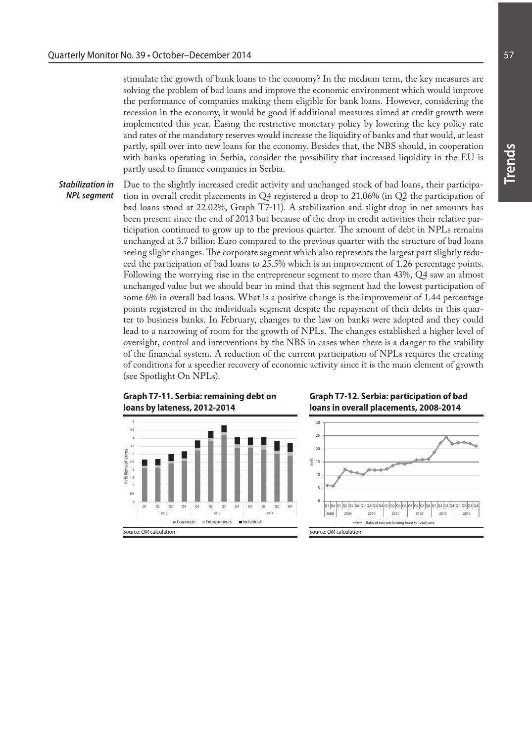stimulate the growth of bank loans to the economy? In the medium term, the key measures are solving the problem of bad loans and improve the economic environment which would improve the performance of companies making them eligible for bank loans. However, considering the recession in the economy, it would be good if additional measures aimed at credit growth were implemented this year. Easing the restrictive monetary policy by lowering the key policy rate and rates of the mandatory reserves would increase the liquidity of banks and that would, at least partly, spill over into new loans for the economy. Besides that, the NBS should, in cooperation with banks operating in Serbia, consider the possibility that increased liquidity in the EU is partly used to finance companies in Serbia.

***Stabilization in NPL segment***

Due to the slightly increased credit activity and unchanged stock of bad loans, their participation in overall credit placements in Q4 registered a drop to 21.06% (in Q2 the participation of bad loans stood at 22.02%, Graph T7-11). A stabilization and slight drop in net amounts has been present since the end of 2013 but because of the drop in credit activities their relative participation continued to grow up to the previous quarter. The amount of debt in NPLs remains unchanged at 3.7 billion Euro compared to the previous quarter with the structure of bad loans seeing slight changes. The corporate segment which also represents the largest part slightly reduced the participation of bad loans to 25.5% which is an improvement of 1.26 percentage points. Following the worrying rise in the entrepreneur segment to more than 43%, Q4 saw an almost unchanged value but we should bear in mind that this segment had the lowest participation of some 6% in overall bad loans. What is a positive change is the improvement of 1.44 percentage points registered in the individuals segment despite the repayment of their debts in this quarter to business banks. In February, changes to the law on banks were adopted and they could lead to a narrowing of room for the growth of NPLs. The changes established a higher level of oversight, control and interventions by the NBS in cases when there is a danger to the stability of the financial system. A reduction of the current participation of NPLs requires the creating of conditions for a speedier recovery of economic activity since it is the main element of growth (see Spotlight On NPLs).

**Graph T7-11. Serbia: remaining debt on loans by lateness, 2012-2014**

in billions of euros
0, 0.5, 1, 1.5, 2, 2.5, 3, 3.5, 4, 4.5, 5
Q1 Q2 Q3 Q4 Q1 Q2 Q3 Q4 Q1 Q2 Q3 Q4
2012 2013 2014
Corporate, Enterpreneurs, Individuals

Source: *QM* calculation

**Graph T7-12. Serbia: participation of bad loans in overall placements, 2008-2014**

in %
0, 5, 10, 15, 20, 25, 30
Q3 Q4 Q1 Q2 Q3 Q4 Q1 Q2 Q3 Q4 Q1 Q2 Q3 Q4 Q1 Q2 Q3 Q4 Q1 Q2 Q3 Q4 Q1 Q2 Q3 Q4
2008 2009 2010 2011 2012 2013 2014
Ratio of non-performing loans to total loans

Source: *QM* calculation